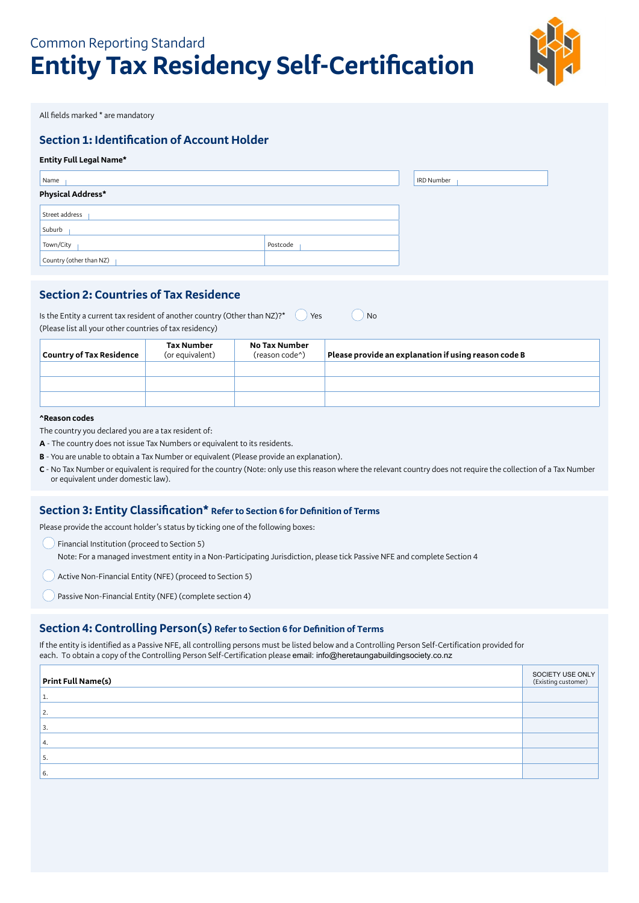Common Reporting Standard

# Entity Tax Residency Self-Certification

All fields marked * are mandatory

## Section 1: Identification of Account Holder

**Entity Full Legal Name***

| Name | IRD Number |
|---|---|
| | |

**Physical Address***

| Street address | |
|---|---|
| Suburb | |
| Town/City | Postcode |
| Country (other than NZ) | |

## Section 2: Countries of Tax Residence

Is the Entity a current tax resident of another country (Other than NZ)?* ◯ Yes ◯ No
(Please list all your other countries of tax residency)

| Country of Tax Residence | Tax Number (or equivalent) | No Tax Number (reason code^) | Please provide an explanation if using reason code B |
|---|---|---|---|
| | | | |
| | | | |
| | | | |

**^Reason codes**

The country you declared you are a tax resident of:

**A** - The country does not issue Tax Numbers or equivalent to its residents.

**B** - You are unable to obtain a Tax Number or equivalent (Please provide an explanation).

**C** - No Tax Number or equivalent is required for the country (Note: only use this reason where the relevant country does not require the collection of a Tax Number or equivalent under domestic law).

## Section 3: Entity Classification* Refer to Section 6 for Definition of Terms

Please provide the account holder's status by ticking one of the following boxes:

◯ Financial Institution (proceed to Section 5)
Note: For a managed investment entity in a Non-Participating Jurisdiction, please tick Passive NFE and complete Section 4

◯ Active Non-Financial Entity (NFE) (proceed to Section 5)

◯ Passive Non-Financial Entity (NFE) (complete section 4)

## Section 4: Controlling Person(s) Refer to Section 6 for Definition of Terms

If the entity is identified as a Passive NFE, all controlling persons must be listed below and a Controlling Person Self-Certification provided for each. To obtain a copy of the Controlling Person Self-Certification please email: info@heretaungabuildingsociety.co.nz

| Print Full Name(s) | SOCIETY USE ONLY (Existing customer) |
|---|---|
| 1. | |
| 2. | |
| 3. | |
| 4. | |
| 5. | |
| 6. | |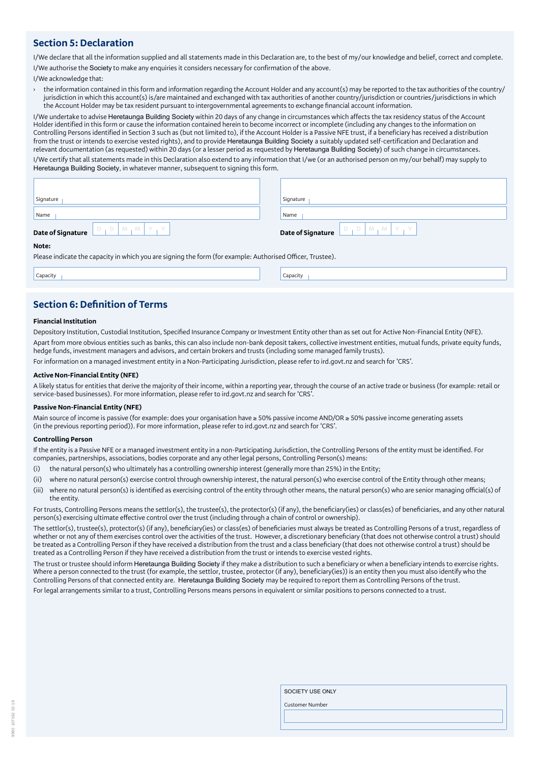## Section 5: Declaration

I/We declare that all the information supplied and all statements made in this Declaration are, to the best of my/our knowledge and belief, correct and complete.

I/We authorise the Society to make any enquiries it considers necessary for confirmation of the above.

I/We acknowledge that:

› the information contained in this form and information regarding the Account Holder and any account(s) may be reported to the tax authorities of the country/jurisdiction in which this account(s) is/are maintained and exchanged with tax authorities of another country/jurisdiction or countries/jurisdictions in which the Account Holder may be tax resident pursuant to intergovernmental agreements to exchange financial account information.

I/We undertake to advise Heretaunga Building Society within 20 days of any change in circumstances which affects the tax residency status of the Account Holder identified in this form or cause the information contained herein to become incorrect or incomplete (including any changes to the information on Controlling Persons identified in Section 3 such as (but not limited to), if the Account Holder is a Passive NFE trust, if a beneficiary has received a distribution from the trust or intends to exercise vested rights), and to provide Heretaunga Building Society a suitably updated self-certification and Declaration and relevant documentation (as requested) within 20 days (or a lesser period as requested by Heretaunga Building Society) of such change in circumstances.

I/We certify that all statements made in this Declaration also extend to any information that I/we (or an authorised person on my/our behalf) may supply to Heretaunga Building Society, in whatever manner, subsequent to signing this form.

| | |
|---|---|
| Signature | Signature |
| Name | Name |
| **Date of Signature** D D / M M / Y Y | **Date of Signature** D D / M M / Y Y |

**Note:**

Please indicate the capacity in which you are signing the form (for example: Authorised Officer, Trustee).

| | |
|---|---|
| Capacity | Capacity |

## Section 6: Definition of Terms

### Financial Institution

Depository Institution, Custodial Institution, Specified Insurance Company or Investment Entity other than as set out for Active Non-Financial Entity (NFE).

Apart from more obvious entities such as banks, this can also include non-bank deposit takers, collective investment entities, mutual funds, private equity funds, hedge funds, investment managers and advisors, and certain brokers and trusts (including some managed family trusts).

For information on a managed investment entity in a Non-Participating Jurisdiction, please refer to ird.govt.nz and search for 'CRS'.

### Active Non-Financial Entity (NFE)

A likely status for entities that derive the majority of their income, within a reporting year, through the course of an active trade or business (for example: retail or service-based businesses). For more information, please refer to ird.govt.nz and search for 'CRS'.

### Passive Non-Financial Entity (NFE)

Main source of income is passive (for example: does your organisation have ≥ 50% passive income AND/OR ≥ 50% passive income generating assets (in the previous reporting period)). For more information, please refer to ird.govt.nz and search for 'CRS'.

### Controlling Person

If the entity is a Passive NFE or a managed investment entity in a non-Participating Jurisdiction, the Controlling Persons of the entity must be identified. For companies, partnerships, associations, bodies corporate and any other legal persons, Controlling Person(s) means:

(i) the natural person(s) who ultimately has a controlling ownership interest (generally more than 25%) in the Entity;

(ii) where no natural person(s) exercise control through ownership interest, the natural person(s) who exercise control of the Entity through other means;

(iii) where no natural person(s) is identified as exercising control of the entity through other means, the natural person(s) who are senior managing official(s) of the entity.

For trusts, Controlling Persons means the settlor(s), the trustee(s), the protector(s) (if any), the beneficiary(ies) or class(es) of beneficiaries, and any other natural person(s) exercising ultimate effective control over the trust (including through a chain of control or ownership).

The settlor(s), trustee(s), protector(s) (if any), beneficiary(ies) or class(es) of beneficiaries must always be treated as Controlling Persons of a trust, regardless of whether or not any of them exercises control over the activities of the trust. However, a discretionary beneficiary (that does not otherwise control a trust) should be treated as a Controlling Person if they have received a distribution from the trust and a class beneficiary (that does not otherwise control a trust) should be treated as a Controlling Person if they have received a distribution from the trust or intends to exercise vested rights.

The trust or trustee should inform Heretaunga Building Society if they make a distribution to such a beneficiary or when a beneficiary intends to exercise rights. Where a person connected to the trust (for example, the settlor, trustee, protector (if any), beneficiary(ies)) is an entity then you must also identify who the Controlling Persons of that connected entity are. Heretaunga Building Society may be required to report them as Controlling Persons of the trust.

For legal arrangements similar to a trust, Controlling Persons means persons in equivalent or similar positions to persons connected to a trust.

| SOCIETY USE ONLY |
|---|
| Customer Number |

9990 107362 02-19